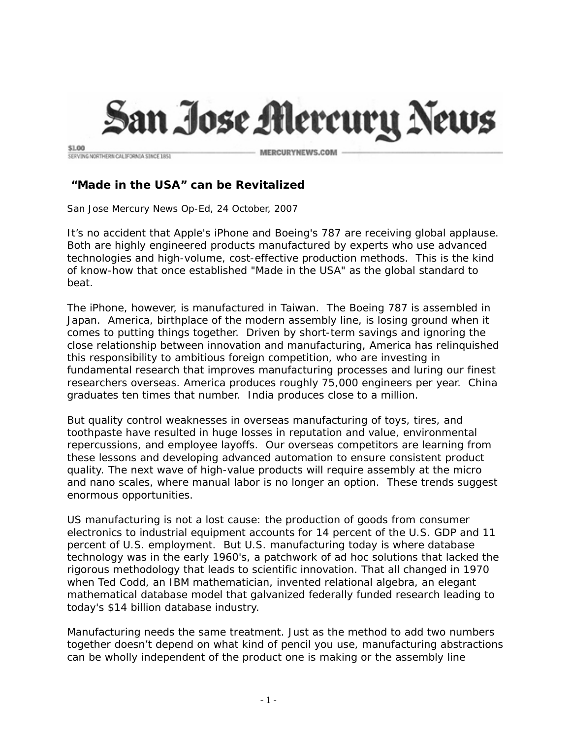# San Jose Mercury News

$1.00
SERVING NORTHERN CALIFORNIA SINCE 1851 — MERCURYNEWS.COM

## "Made in the USA" can be Revitalized

San Jose Mercury News Op-Ed, 24 October, 2007

It's no accident that Apple's iPhone and Boeing's 787 are receiving global applause. Both are highly engineered products manufactured by experts who use advanced technologies and high-volume, cost-effective production methods. This is the kind of know-how that once established "Made in the USA" as the global standard to beat.

The iPhone, however, is manufactured in Taiwan. The Boeing 787 is assembled in Japan. America, birthplace of the modern assembly line, is losing ground when it comes to putting things together. Driven by short-term savings and ignoring the close relationship between innovation and manufacturing, America has relinquished this responsibility to ambitious foreign competition, who are investing in fundamental research that improves manufacturing processes and luring our finest researchers overseas. America produces roughly 75,000 engineers per year. China graduates ten times that number. India produces close to a million.

But quality control weaknesses in overseas manufacturing of toys, tires, and toothpaste have resulted in huge losses in reputation and value, environmental repercussions, and employee layoffs. Our overseas competitors are learning from these lessons and developing advanced automation to ensure consistent product quality. The next wave of high-value products will require assembly at the micro and nano scales, where manual labor is no longer an option. These trends suggest enormous opportunities.

US manufacturing is not a lost cause: the production of goods from consumer electronics to industrial equipment accounts for 14 percent of the U.S. GDP and 11 percent of U.S. employment. But U.S. manufacturing today is where database technology was in the early 1960's, a patchwork of ad hoc solutions that lacked the rigorous methodology that leads to scientific innovation. That all changed in 1970 when Ted Codd, an IBM mathematician, invented relational algebra, an elegant mathematical database model that galvanized federally funded research leading to today's $14 billion database industry.

Manufacturing needs the same treatment. Just as the method to add two numbers together doesn't depend on what kind of pencil you use, manufacturing abstractions can be wholly independent of the product one is making or the assembly line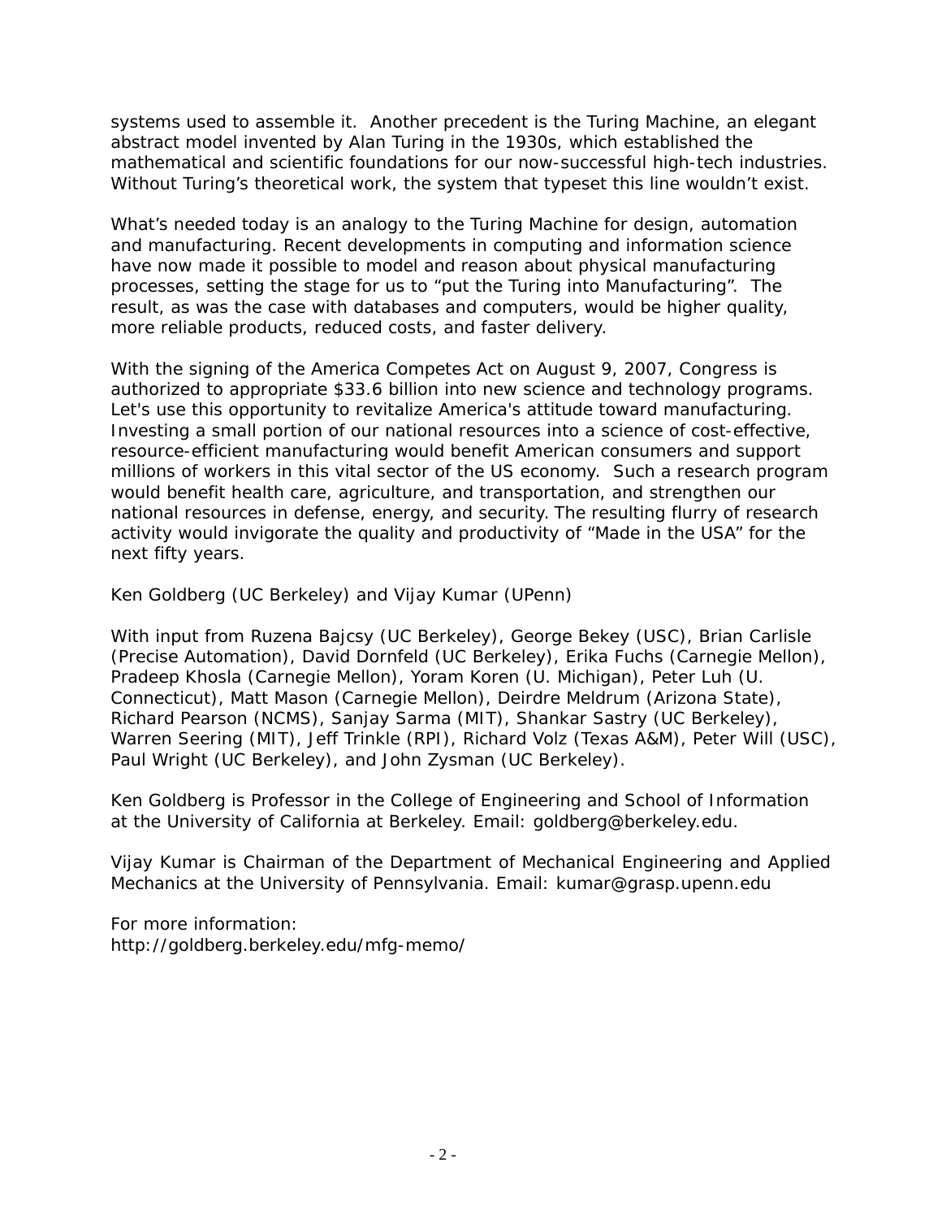systems used to assemble it. Another precedent is the Turing Machine, an elegant abstract model invented by Alan Turing in the 1930s, which established the mathematical and scientific foundations for our now-successful high-tech industries. Without Turing's theoretical work, the system that typeset this line wouldn't exist.

What's needed today is an analogy to the Turing Machine for design, automation and manufacturing. Recent developments in computing and information science have now made it possible to model and reason about physical manufacturing processes, setting the stage for us to "put the Turing into Manufacturing". The result, as was the case with databases and computers, would be higher quality, more reliable products, reduced costs, and faster delivery.

With the signing of the America Competes Act on August 9, 2007, Congress is authorized to appropriate $33.6 billion into new science and technology programs. Let's use this opportunity to revitalize America's attitude toward manufacturing. Investing a small portion of our national resources into a science of cost-effective, resource-efficient manufacturing would benefit American consumers and support millions of workers in this vital sector of the US economy. Such a research program would benefit health care, agriculture, and transportation, and strengthen our national resources in defense, energy, and security. The resulting flurry of research activity would invigorate the quality and productivity of "Made in the USA" for the next fifty years.

Ken Goldberg (UC Berkeley) and Vijay Kumar (UPenn)

With input from Ruzena Bajcsy (UC Berkeley), George Bekey (USC), Brian Carlisle (Precise Automation), David Dornfeld (UC Berkeley), Erika Fuchs (Carnegie Mellon), Pradeep Khosla (Carnegie Mellon), Yoram Koren (U. Michigan), Peter Luh (U. Connecticut), Matt Mason (Carnegie Mellon), Deirdre Meldrum (Arizona State), Richard Pearson (NCMS), Sanjay Sarma (MIT), Shankar Sastry (UC Berkeley), Warren Seering (MIT), Jeff Trinkle (RPI), Richard Volz (Texas A&M), Peter Will (USC), Paul Wright (UC Berkeley), and John Zysman (UC Berkeley).

Ken Goldberg is Professor in the College of Engineering and School of Information at the University of California at Berkeley. Email: goldberg@berkeley.edu.

Vijay Kumar is Chairman of the Department of Mechanical Engineering and Applied Mechanics at the University of Pennsylvania. Email: kumar@grasp.upenn.edu

For more information:
http://goldberg.berkeley.edu/mfg-memo/